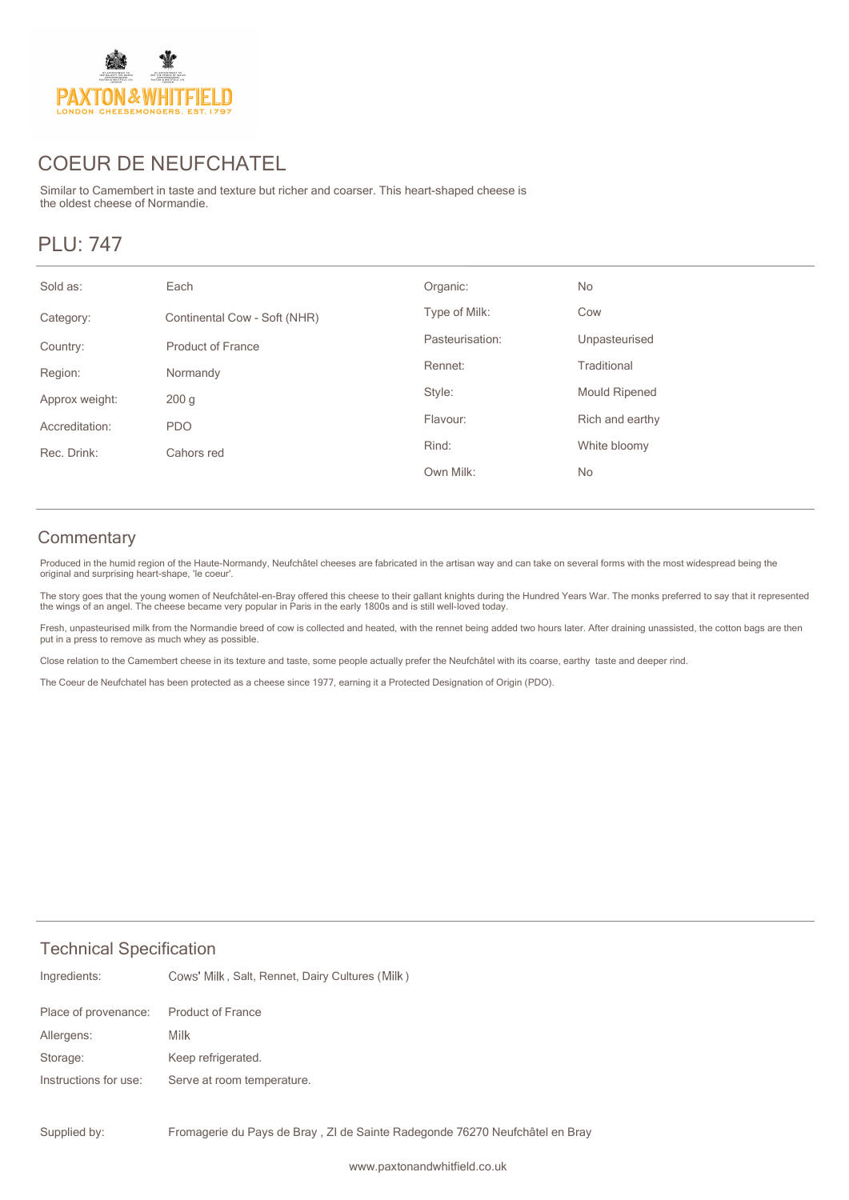PAXTON & WHITFIELD
LONDON CHEESEMONGERS. EST. 1797

# COEUR DE NEUFCHATEL

Similar to Camembert in taste and texture but richer and coarser. This heart-shaped cheese is the oldest cheese of Normandie.

## PLU: 747

| | | | |
|---|---|---|---|
| Sold as: | Each | Organic: | No |
| Category: | Continental Cow - Soft (NHR) | Type of Milk: | Cow |
| Country: | Product of France | Pasteurisation: | Unpasteurised |
| Region: | Normandy | Rennet: | Traditional |
| Approx weight: | 200 g | Style: | Mould Ripened |
| Accreditation: | PDO | Flavour: | Rich and earthy |
| Rec. Drink: | Cahors red | Rind: | White bloomy |
| | | Own Milk: | No |

## Commentary

Produced in the humid region of the Haute-Normandy, Neufchâtel cheeses are fabricated in the artisan way and can take on several forms with the most widespread being the original and surprising heart-shape, 'le coeur'.

The story goes that the young women of Neufchâtel-en-Bray offered this cheese to their gallant knights during the Hundred Years War. The monks preferred to say that it represented the wings of an angel. The cheese became very popular in Paris in the early 1800s and is still well-loved today.

Fresh, unpasteurised milk from the Normandie breed of cow is collected and heated, with the rennet being added two hours later. After draining unassisted, the cotton bags are then put in a press to remove as much whey as possible.

Close relation to the Camembert cheese in its texture and taste, some people actually prefer the Neufchâtel with its coarse, earthy taste and deeper rind.

The Coeur de Neufchatel has been protected as a cheese since 1977, earning it a Protected Designation of Origin (PDO).

## Technical Specification

| | |
|---|---|
| Ingredients: | Cows' Milk , Salt, Rennet, Dairy Cultures (Milk ) |
| Place of provenance: | Product of France |
| Allergens: | Milk |
| Storage: | Keep refrigerated. |
| Instructions for use: | Serve at room temperature. |
| Supplied by: | Fromagerie du Pays de Bray , ZI de Sainte Radegonde 76270 Neufchâtel en Bray |

www.paxtonandwhitfield.co.uk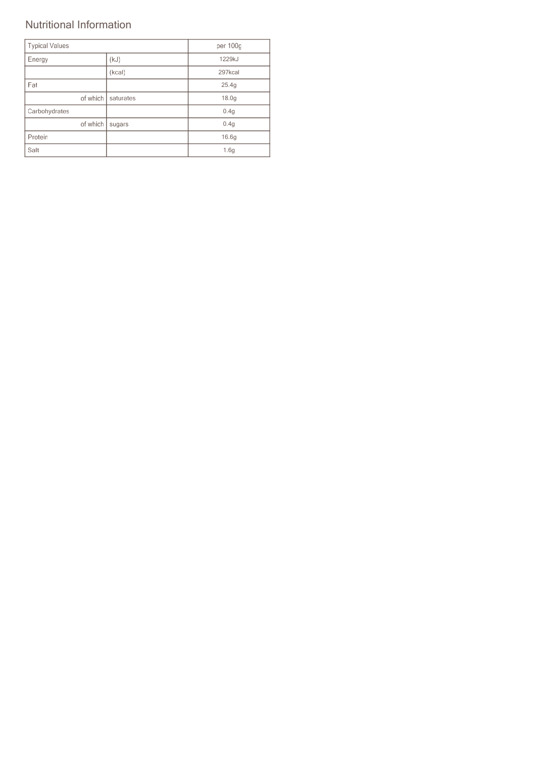## Nutritional Information

| Typical Values | | per 100g |
|---|---|---|
| Energy | (kJ) | 1229kJ |
| | (kcal) | 297kcal |
| Fat | | 25.4g |
| of which | saturates | 18.0g |
| Carbohydrates | | 0.4g |
| of which | sugars | 0.4g |
| Protein | | 16.6g |
| Salt | | 1.6g |